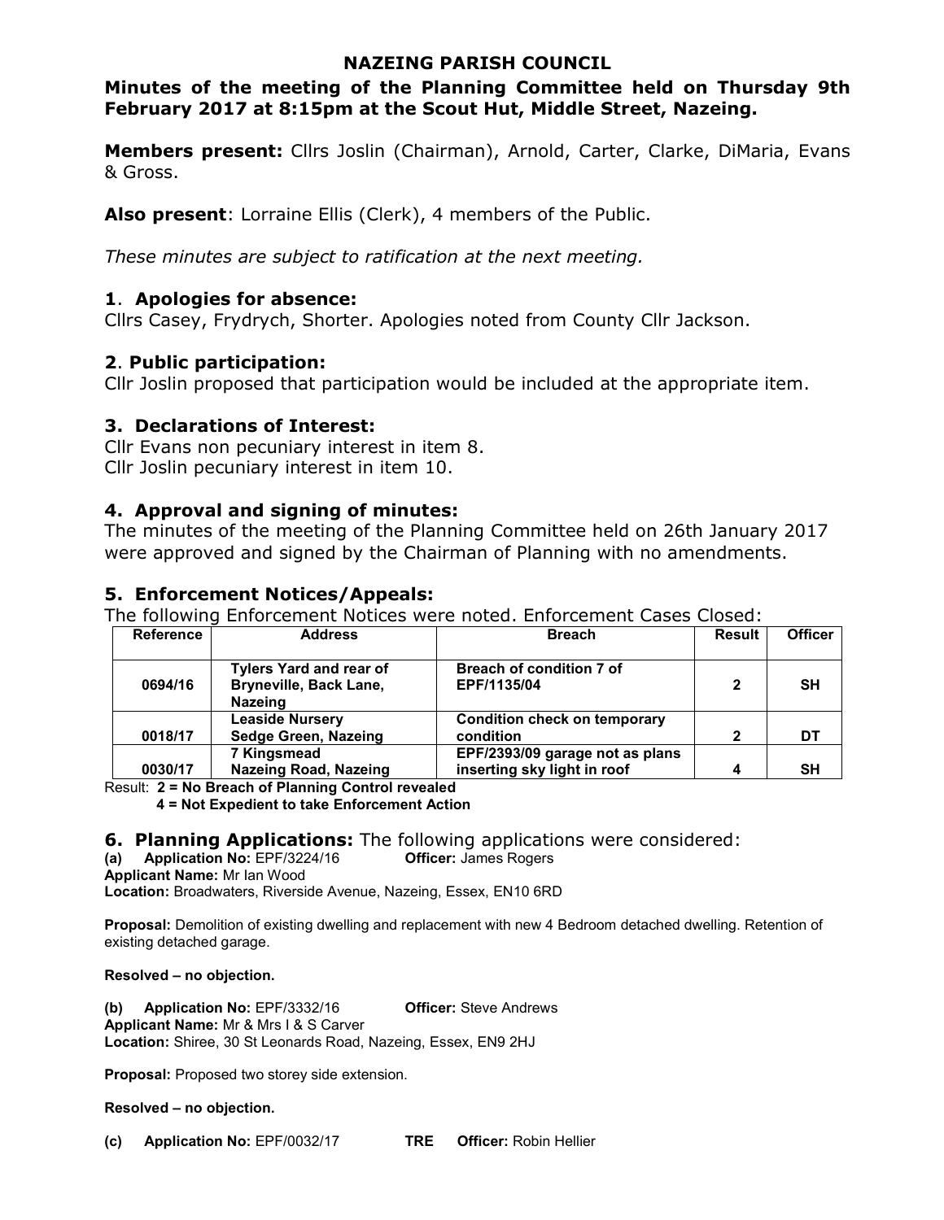# NAZEING PARISH COUNCIL

## Minutes of the meeting of the Planning Committee held on Thursday 9th February 2017 at 8:15pm at the Scout Hut, Middle Street, Nazeing.

**Members present:** Cllrs Joslin (Chairman), Arnold, Carter, Clarke, DiMaria, Evans & Gross.

**Also present**: Lorraine Ellis (Clerk), 4 members of the Public.

*These minutes are subject to ratification at the next meeting.*

### 1. Apologies for absence:

Cllrs Casey, Frydrych, Shorter. Apologies noted from County Cllr Jackson.

### 2. Public participation:

Cllr Joslin proposed that participation would be included at the appropriate item.

### 3. Declarations of Interest:

Cllr Evans non pecuniary interest in item 8.
Cllr Joslin pecuniary interest in item 10.

### 4. Approval and signing of minutes:

The minutes of the meeting of the Planning Committee held on 26th January 2017 were approved and signed by the Chairman of Planning with no amendments.

### 5. Enforcement Notices/Appeals:

The following Enforcement Notices were noted. Enforcement Cases Closed:

| Reference | Address | Breach | Result | Officer |
|---|---|---|---|---|
| 0694/16 | Tylers Yard and rear of Bryneville, Back Lane, Nazeing | Breach of condition 7 of EPF/1135/04 | 2 | SH |
| 0018/17 | Leaside Nursery Sedge Green, Nazeing | Condition check on temporary condition | 2 | DT |
| 0030/17 | 7 Kingsmead Nazeing Road, Nazeing | EPF/2393/09 garage not as plans inserting sky light in roof | 4 | SH |

Result: **2 = No Breach of Planning Control revealed**
**4 = Not Expedient to take Enforcement Action**

### 6. Planning Applications: The following applications were considered:

**(a) Application No:** EPF/3224/16 **Officer:** James Rogers
**Applicant Name:** Mr Ian Wood
**Location:** Broadwaters, Riverside Avenue, Nazeing, Essex, EN10 6RD

**Proposal:** Demolition of existing dwelling and replacement with new 4 Bedroom detached dwelling. Retention of existing detached garage.

**Resolved – no objection.**

**(b) Application No:** EPF/3332/16 **Officer:** Steve Andrews
**Applicant Name:** Mr & Mrs I & S Carver
**Location:** Shiree, 30 St Leonards Road, Nazeing, Essex, EN9 2HJ

**Proposal:** Proposed two storey side extension.

**Resolved – no objection.**

**(c) Application No:** EPF/0032/17 **TRE Officer:** Robin Hellier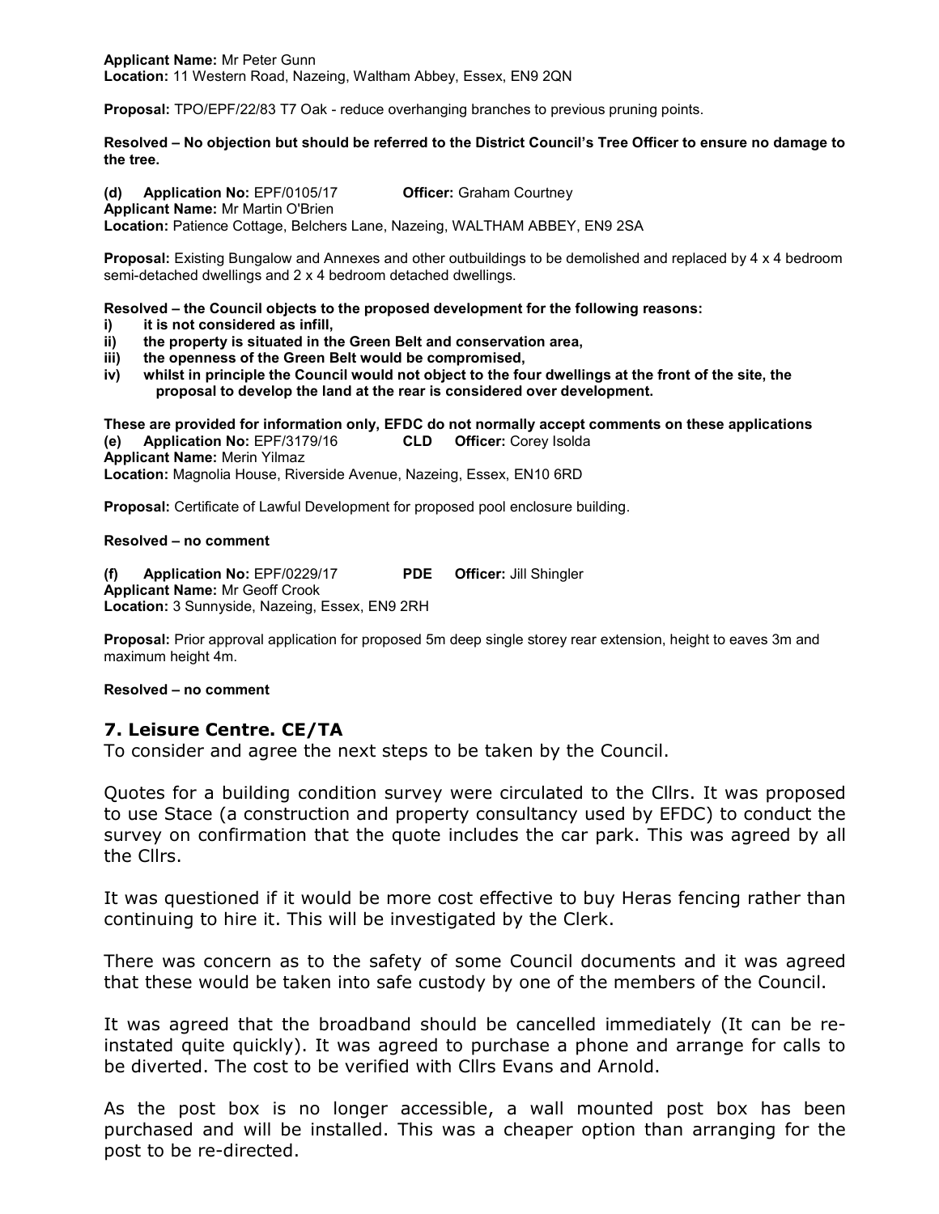**Applicant Name:** Mr Peter Gunn
**Location:** 11 Western Road, Nazeing, Waltham Abbey, Essex, EN9 2QN

**Proposal:** TPO/EPF/22/83 T7 Oak - reduce overhanging branches to previous pruning points.

**Resolved – No objection but should be referred to the District Council's Tree Officer to ensure no damage to the tree.**

**(d) Application No:** EPF/0105/17 **Officer:** Graham Courtney
**Applicant Name:** Mr Martin O'Brien
**Location:** Patience Cottage, Belchers Lane, Nazeing, WALTHAM ABBEY, EN9 2SA

**Proposal:** Existing Bungalow and Annexes and other outbuildings to be demolished and replaced by 4 x 4 bedroom semi-detached dwellings and 2 x 4 bedroom detached dwellings.

**Resolved – the Council objects to the proposed development for the following reasons:**

- **i) it is not considered as infill,**
- **ii) the property is situated in the Green Belt and conservation area,**
- **iii) the openness of the Green Belt would be compromised,**
- **iv) whilst in principle the Council would not object to the four dwellings at the front of the site, the proposal to develop the land at the rear is considered over development.**

**These are provided for information only, EFDC do not normally accept comments on these applications**

**(e) Application No:** EPF/3179/16 **CLD Officer:** Corey Isolda
**Applicant Name:** Merin Yilmaz
**Location:** Magnolia House, Riverside Avenue, Nazeing, Essex, EN10 6RD

**Proposal:** Certificate of Lawful Development for proposed pool enclosure building.

**Resolved – no comment**

**(f) Application No:** EPF/0229/17 **PDE Officer:** Jill Shingler
**Applicant Name:** Mr Geoff Crook
**Location:** 3 Sunnyside, Nazeing, Essex, EN9 2RH

**Proposal:** Prior approval application for proposed 5m deep single storey rear extension, height to eaves 3m and maximum height 4m.

**Resolved – no comment**

## 7. Leisure Centre. CE/TA

To consider and agree the next steps to be taken by the Council.

Quotes for a building condition survey were circulated to the Cllrs. It was proposed to use Stace (a construction and property consultancy used by EFDC) to conduct the survey on confirmation that the quote includes the car park. This was agreed by all the Cllrs.

It was questioned if it would be more cost effective to buy Heras fencing rather than continuing to hire it. This will be investigated by the Clerk.

There was concern as to the safety of some Council documents and it was agreed that these would be taken into safe custody by one of the members of the Council.

It was agreed that the broadband should be cancelled immediately (It can be re-instated quite quickly). It was agreed to purchase a phone and arrange for calls to be diverted. The cost to be verified with Cllrs Evans and Arnold.

As the post box is no longer accessible, a wall mounted post box has been purchased and will be installed. This was a cheaper option than arranging for the post to be re-directed.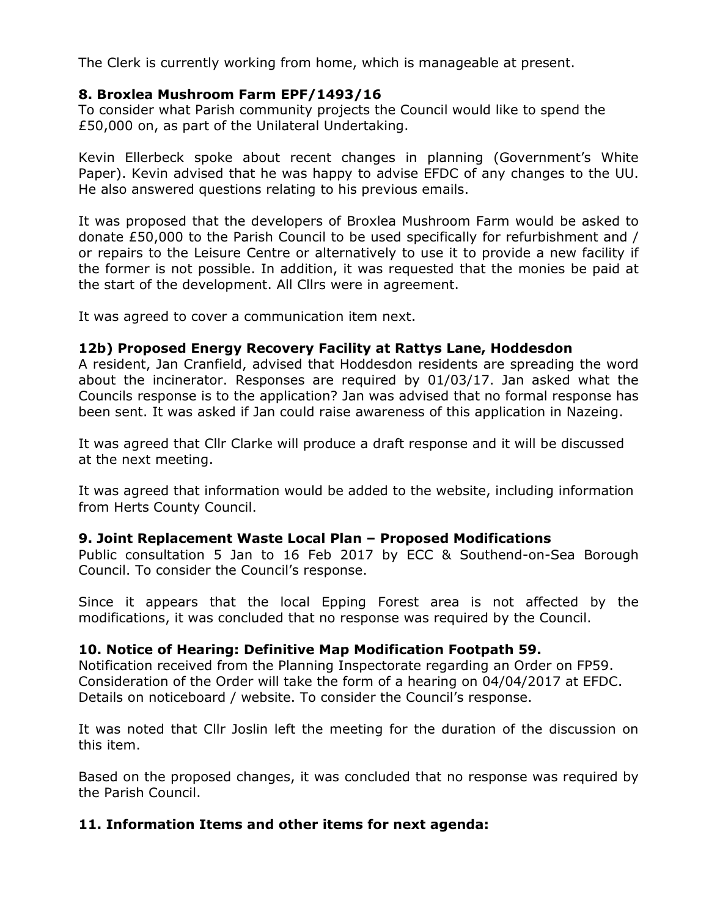The Clerk is currently working from home, which is manageable at present.

### 8. Broxlea Mushroom Farm EPF/1493/16

To consider what Parish community projects the Council would like to spend the £50,000 on, as part of the Unilateral Undertaking.

Kevin Ellerbeck spoke about recent changes in planning (Government's White Paper). Kevin advised that he was happy to advise EFDC of any changes to the UU. He also answered questions relating to his previous emails.

It was proposed that the developers of Broxlea Mushroom Farm would be asked to donate £50,000 to the Parish Council to be used specifically for refurbishment and / or repairs to the Leisure Centre or alternatively to use it to provide a new facility if the former is not possible. In addition, it was requested that the monies be paid at the start of the development. All Cllrs were in agreement.

It was agreed to cover a communication item next.

### 12b) Proposed Energy Recovery Facility at Rattys Lane, Hoddesdon

A resident, Jan Cranfield, advised that Hoddesdon residents are spreading the word about the incinerator. Responses are required by 01/03/17. Jan asked what the Councils response is to the application? Jan was advised that no formal response has been sent. It was asked if Jan could raise awareness of this application in Nazeing.

It was agreed that Cllr Clarke will produce a draft response and it will be discussed at the next meeting.

It was agreed that information would be added to the website, including information from Herts County Council.

### 9. Joint Replacement Waste Local Plan – Proposed Modifications

Public consultation 5 Jan to 16 Feb 2017 by ECC & Southend-on-Sea Borough Council. To consider the Council's response.

Since it appears that the local Epping Forest area is not affected by the modifications, it was concluded that no response was required by the Council.

### 10. Notice of Hearing: Definitive Map Modification Footpath 59.

Notification received from the Planning Inspectorate regarding an Order on FP59. Consideration of the Order will take the form of a hearing on 04/04/2017 at EFDC. Details on noticeboard / website. To consider the Council's response.

It was noted that Cllr Joslin left the meeting for the duration of the discussion on this item.

Based on the proposed changes, it was concluded that no response was required by the Parish Council.

### 11. Information Items and other items for next agenda: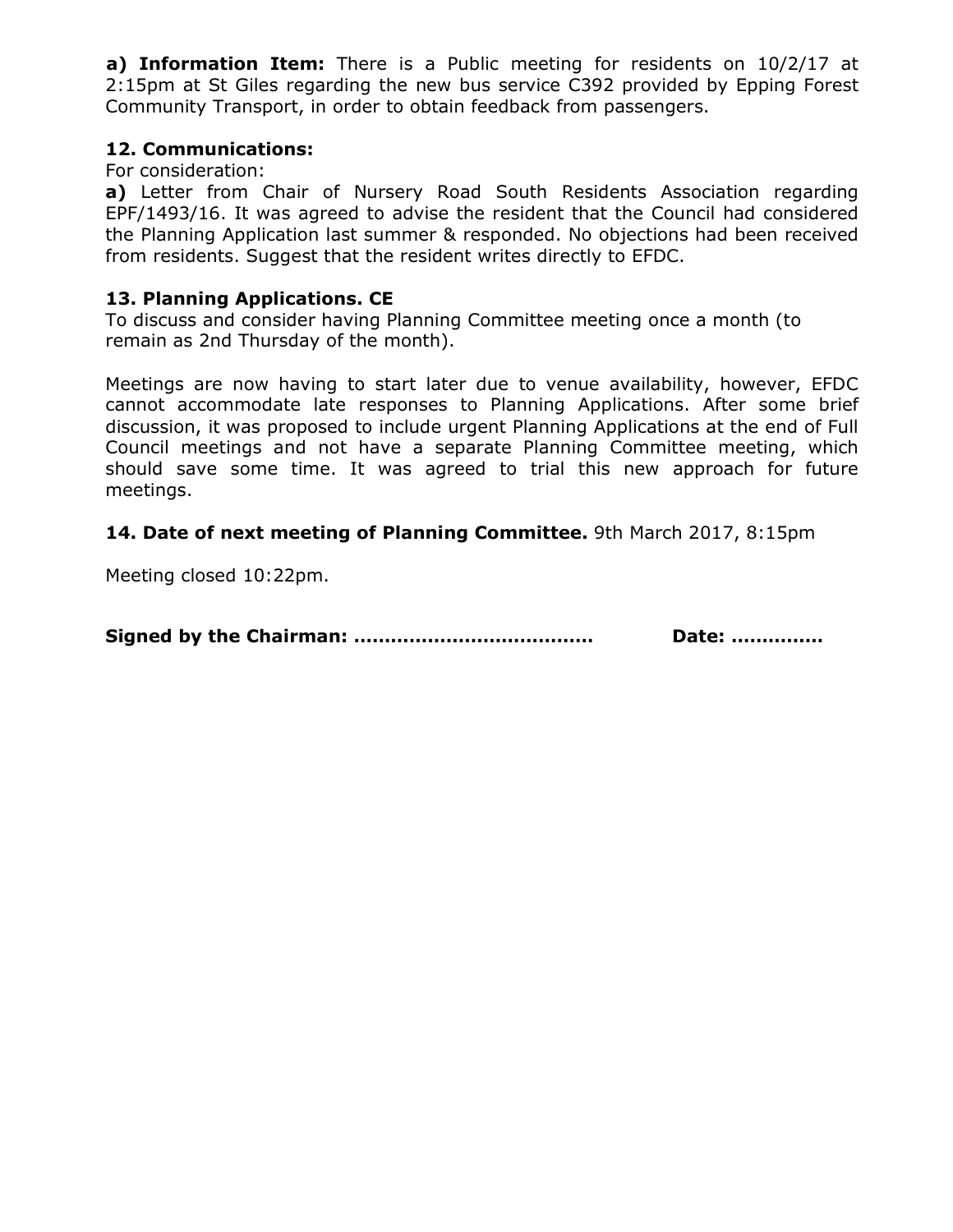**a) Information Item:** There is a Public meeting for residents on 10/2/17 at 2:15pm at St Giles regarding the new bus service C392 provided by Epping Forest Community Transport, in order to obtain feedback from passengers.

### 12. Communications:

For consideration:

**a)** Letter from Chair of Nursery Road South Residents Association regarding EPF/1493/16. It was agreed to advise the resident that the Council had considered the Planning Application last summer & responded. No objections had been received from residents. Suggest that the resident writes directly to EFDC.

### 13. Planning Applications. CE

To discuss and consider having Planning Committee meeting once a month (to remain as 2nd Thursday of the month).

Meetings are now having to start later due to venue availability, however, EFDC cannot accommodate late responses to Planning Applications. After some brief discussion, it was proposed to include urgent Planning Applications at the end of Full Council meetings and not have a separate Planning Committee meeting, which should save some time. It was agreed to trial this new approach for future meetings.

**14. Date of next meeting of Planning Committee.** 9th March 2017, 8:15pm

Meeting closed 10:22pm.

**Signed by the Chairman: ……………………………….. Date: ……………**